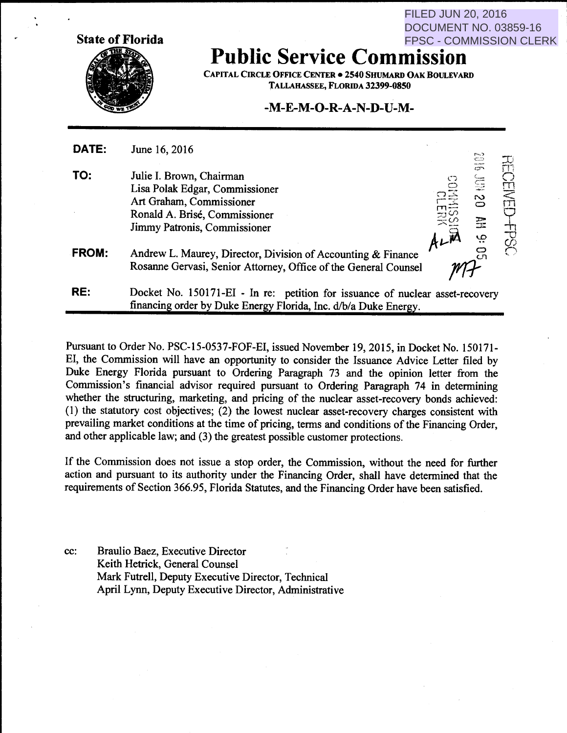FILED JUN 20, 2016
DOCUMENT NO. 03859-16
FPSC - COMMISSION CLERK

**State of Florida**

# Public Service Commission

**CAPITAL CIRCLE OFFICE CENTER • 2540 SHUMARD OAK BOULEVARD**
**TALLAHASSEE, FLORIDA 32399-0850**

**-M-E-M-O-R-A-N-D-U-M-**

RECEIVED-FPSC
2016 JUN 20 AM 9:05
COMMISSION CLERK

**DATE:** June 16, 2016

**TO:** Julie I. Brown, Chairman
Lisa Polak Edgar, Commissioner
Art Graham, Commissioner
Ronald A. Brisé, Commissioner
Jimmy Patronis, Commissioner

**FROM:** Andrew L. Maurey, Director, Division of Accounting & Finance
Rosanne Gervasi, Senior Attorney, Office of the General Counsel

**RE:** Docket No. 150171-EI - In re: petition for issuance of nuclear asset-recovery financing order by Duke Energy Florida, Inc. d/b/a Duke Energy.

Pursuant to Order No. PSC-15-0537-FOF-EI, issued November 19, 2015, in Docket No. 150171-EI, the Commission will have an opportunity to consider the Issuance Advice Letter filed by Duke Energy Florida pursuant to Ordering Paragraph 73 and the opinion letter from the Commission's financial advisor required pursuant to Ordering Paragraph 74 in determining whether the structuring, marketing, and pricing of the nuclear asset-recovery bonds achieved: (1) the statutory cost objectives; (2) the lowest nuclear asset-recovery charges consistent with prevailing market conditions at the time of pricing, terms and conditions of the Financing Order, and other applicable law; and (3) the greatest possible customer protections.

If the Commission does not issue a stop order, the Commission, without the need for further action and pursuant to its authority under the Financing Order, shall have determined that the requirements of Section 366.95, Florida Statutes, and the Financing Order have been satisfied.

cc: Braulio Baez, Executive Director
Keith Hetrick, General Counsel
Mark Futrell, Deputy Executive Director, Technical
April Lynn, Deputy Executive Director, Administrative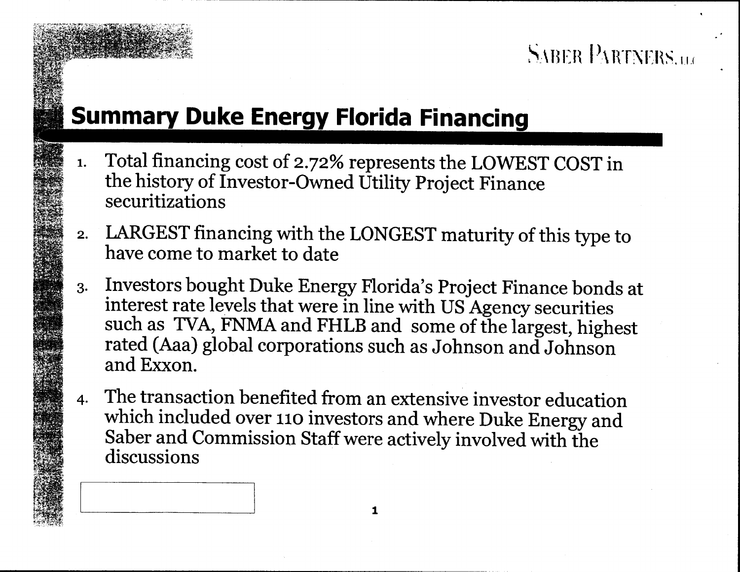# Summary Duke Energy Florida Financing

1. Total financing cost of 2.72% represents the LOWEST COST in the history of Investor-Owned Utility Project Finance securitizations
2. LARGEST financing with the LONGEST maturity of this type to have come to market to date
3. Investors bought Duke Energy Florida's Project Finance bonds at interest rate levels that were in line with US Agency securities such as TVA, FNMA and FHLB and some of the largest, highest rated (Aaa) global corporations such as Johnson and Johnson and Exxon.
4. The transaction benefited from an extensive investor education which included over 110 investors and where Duke Energy and Saber and Commission Staff were actively involved with the discussions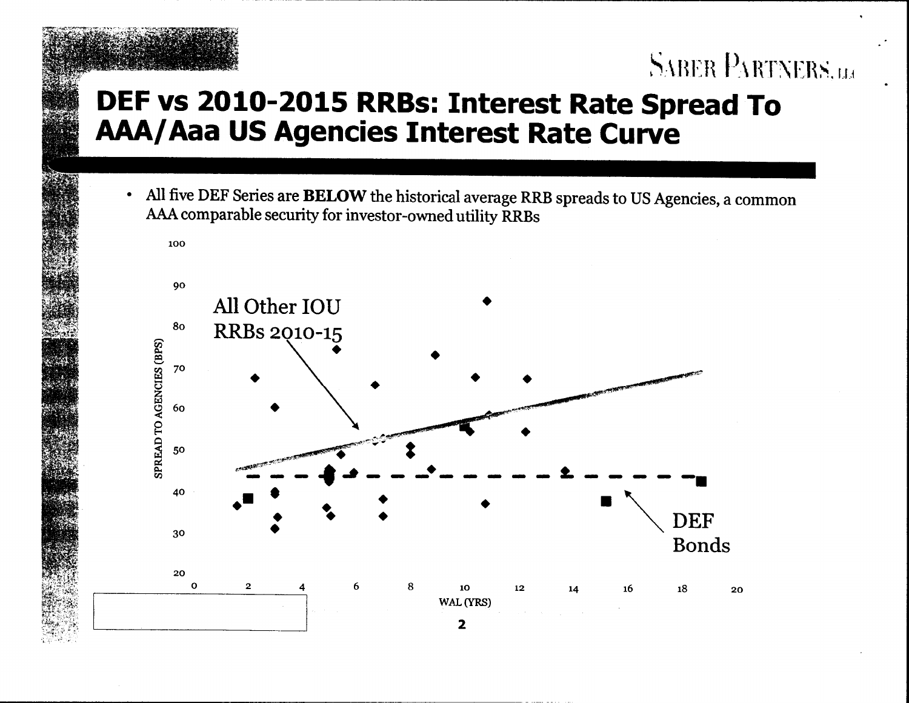# DEF vs 2010-2015 RRBs: Interest Rate Spread To AAA/Aaa US Agencies Interest Rate Curve

- All five DEF Series are **BELOW** the historical average RRB spreads to US Agencies, a common AAA comparable security for investor-owned utility RRBs

SPREAD TO AGENCIES (BPS)

All Other IOU RRBs 2010-15

DEF Bonds

WAL (YRS)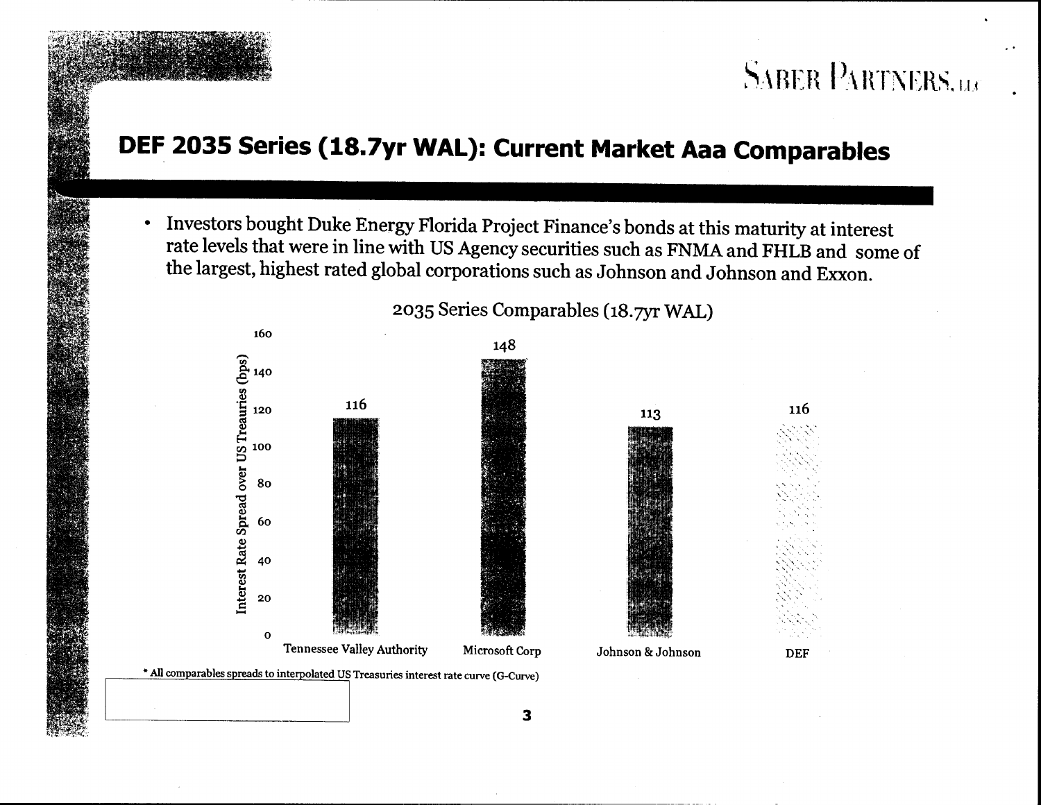# DEF 2035 Series (18.7yr WAL): Current Market Aaa Comparables

- Investors bought Duke Energy Florida Project Finance's bonds at this maturity at interest rate levels that were in line with US Agency securities such as FNMA and FHLB and some of the largest, highest rated global corporations such as Johnson and Johnson and Exxon.

2035 Series Comparables (18.7yr WAL)

| | Interest Rate Spread over US Treauries (bps) |
|---|---|
| Tennessee Valley Authority | 116 |
| Microsoft Corp | 148 |
| Johnson & Johnson | 113 |
| DEF | 116 |

\* All comparables spreads to interpolated US Treasuries interest rate curve (G-Curve)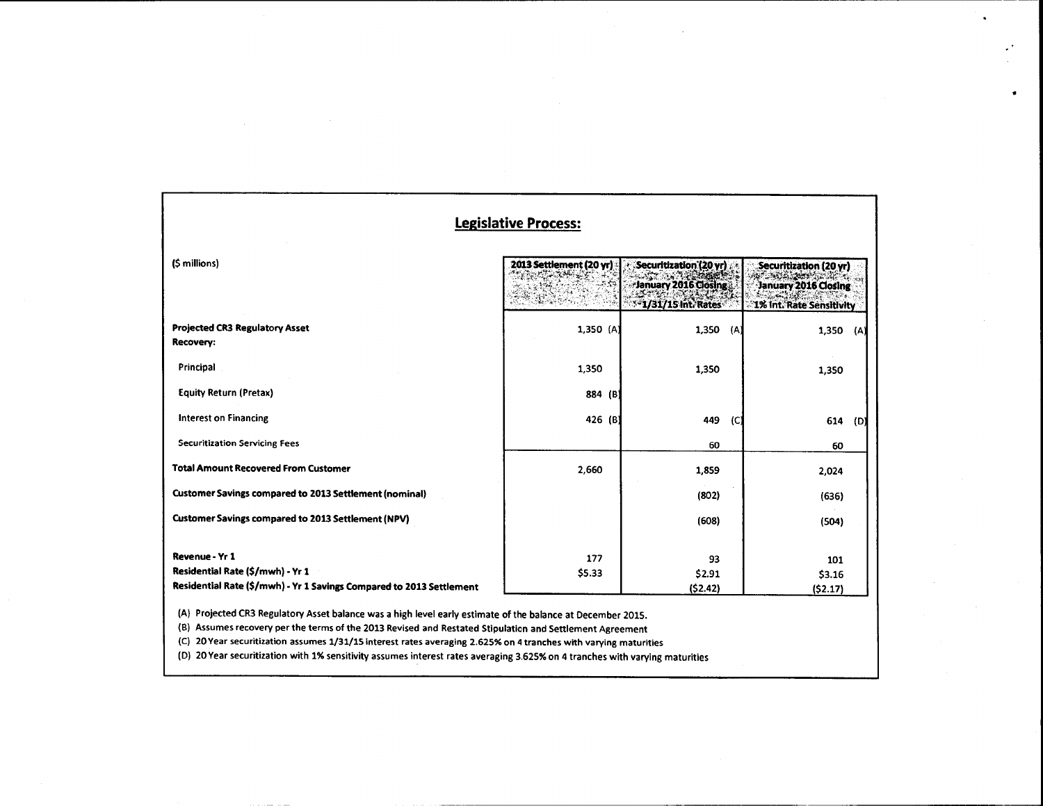## Legislative Process:

| ($ millions) | 2013 Settlement (20 yr) | Securitization (20 yr) January 2016 Closing 1/31/15 Int. Rates | Securitization (20 yr) January 2016 Closing 1% Int. Rate Sensitivity |
|---|---|---|---|
| **Projected CR3 Regulatory Asset** | 1,350 (A) | 1,350 (A) | 1,350 (A) |
| **Recovery:** | | | |
| Principal | 1,350 | 1,350 | 1,350 |
| Equity Return (Pretax) | 884 (B) | | |
| Interest on Financing | 426 (B) | 449 (C) | 614 (D) |
| Securitization Servicing Fees | | 60 | 60 |
| **Total Amount Recovered From Customer** | 2,660 | 1,859 | 2,024 |
| **Customer Savings compared to 2013 Settlement (nominal)** | | (802) | (636) |
| **Customer Savings compared to 2013 Settlement (NPV)** | | (608) | (504) |
| **Revenue - Yr 1** | 177 | 93 | 101 |
| **Residential Rate ($/mwh) - Yr 1** | $5.33 | $2.91 | $3.16 |
| **Residential Rate ($/mwh) - Yr 1 Savings Compared to 2013 Settlement** | | ($2.42) | ($2.17) |

(A) Projected CR3 Regulatory Asset balance was a high level early estimate of the balance at December 2015.

(B) Assumes recovery per the terms of the 2013 Revised and Restated Stipulation and Settlement Agreement

(C) 20 Year securitization assumes 1/31/15 interest rates averaging 2.625% on 4 tranches with varying maturities

(D) 20 Year securitization with 1% sensitivity assumes interest rates averaging 3.625% on 4 tranches with varying maturities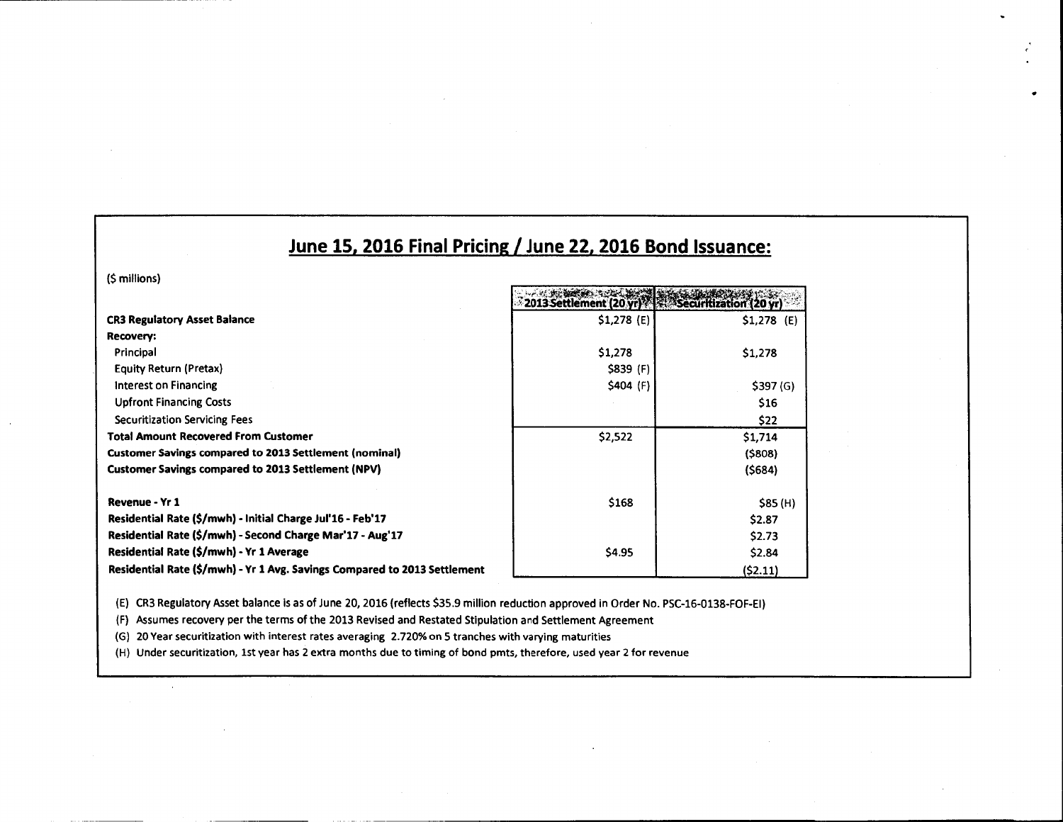## June 15, 2016 Final Pricing / June 22, 2016 Bond Issuance:

($ millions)

| | 2013 Settlement (20 yr) | Securitization (20 yr) |
|---|---|---|
| **CR3 Regulatory Asset Balance** | $1,278 (E) | $1,278 (E) |
| **Recovery:** | | |
| Principal | $1,278 | $1,278 |
| Equity Return (Pretax) | $839 (F) | |
| Interest on Financing | $404 (F) | $397 (G) |
| Upfront Financing Costs | | $16 |
| Securitization Servicing Fees | | $22 |
| **Total Amount Recovered From Customer** | $2,522 | $1,714 |
| **Customer Savings compared to 2013 Settlement (nominal)** | | ($808) |
| **Customer Savings compared to 2013 Settlement (NPV)** | | ($684) |
| | | |
| **Revenue - Yr 1** | $168 | $85 (H) |
| **Residential Rate ($/mwh) - Initial Charge Jul'16 - Feb'17** | | $2.87 |
| **Residential Rate ($/mwh) - Second Charge Mar'17 - Aug'17** | | $2.73 |
| **Residential Rate ($/mwh) - Yr 1 Average** | $4.95 | $2.84 |
| **Residential Rate ($/mwh) - Yr 1 Avg. Savings Compared to 2013 Settlement** | | ($2.11) |

(E) CR3 Regulatory Asset balance is as of June 20, 2016 (reflects $35.9 million reduction approved in Order No. PSC-16-0138-FOF-EI)

(F) Assumes recovery per the terms of the 2013 Revised and Restated Stipulation and Settlement Agreement

(G) 20 Year securitization with interest rates averaging 2.720% on 5 tranches with varying maturities

(H) Under securitization, 1st year has 2 extra months due to timing of bond pmts, therefore, used year 2 for revenue